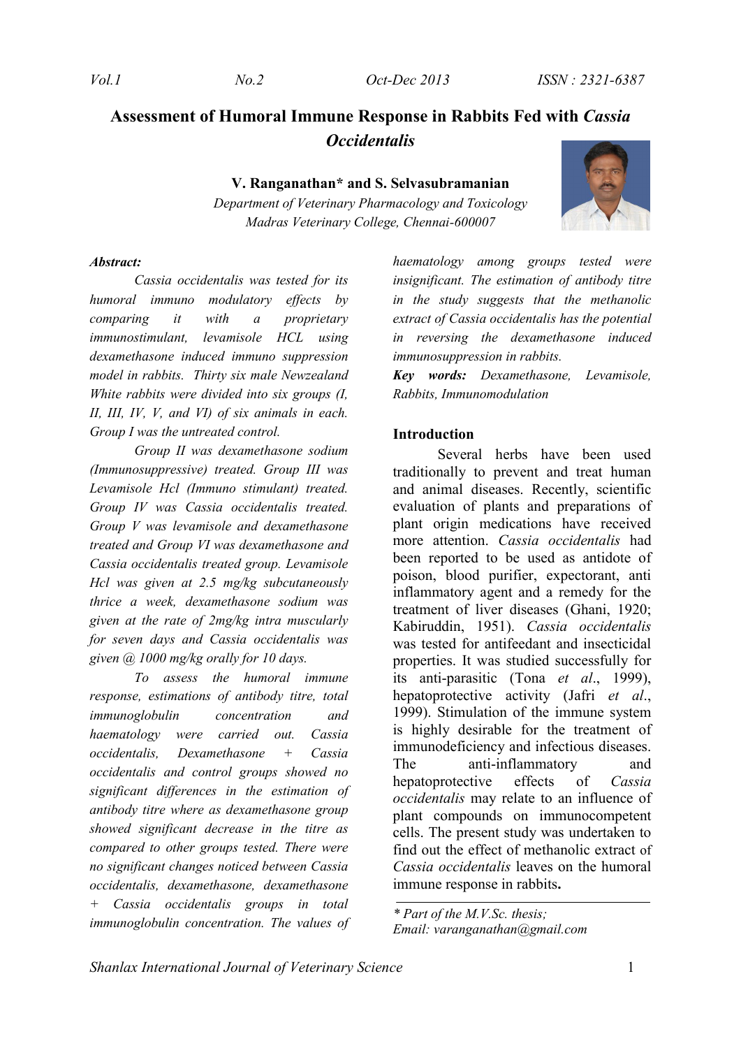# Assessment of Humoral Immune Response in Rabbits Fed with *Cassia Occidentalis*

**V. Ranganathan* and S. Selvasubramanian**

*Department of Veterinary Pharmacology and Toxicology*
*Madras Veterinary College, Chennai-600007*

***Abstract:***

*Cassia occidentalis was tested for its humoral immuno modulatory effects by comparing it with a proprietary immunostimulant, levamisole HCL using dexamethasone induced immuno suppression model in rabbits. Thirty six male Newzealand White rabbits were divided into six groups (I, II, III, IV, V, and VI) of six animals in each. Group I was the untreated control.*

*Group II was dexamethasone sodium (Immunosuppressive) treated. Group III was Levamisole Hcl (Immuno stimulant) treated. Group IV was Cassia occidentalis treated. Group V was levamisole and dexamethasone treated and Group VI was dexamethasone and Cassia occidentalis treated group. Levamisole Hcl was given at 2.5 mg/kg subcutaneously thrice a week, dexamethasone sodium was given at the rate of 2mg/kg intra muscularly for seven days and Cassia occidentalis was given @ 1000 mg/kg orally for 10 days.*

*To assess the humoral immune response, estimations of antibody titre, total immunoglobulin concentration and haematology were carried out. Cassia occidentalis, Dexamethasone + Cassia occidentalis and control groups showed no significant differences in the estimation of antibody titre where as dexamethasone group showed significant decrease in the titre as compared to other groups tested. There were no significant changes noticed between Cassia occidentalis, dexamethasone, dexamethasone + Cassia occidentalis groups in total immunoglobulin concentration. The values of haematology among groups tested were insignificant. The estimation of antibody titre in the study suggests that the methanolic extract of Cassia occidentalis has the potential in reversing the dexamethasone induced immunosuppression in rabbits.*

***Key words:*** *Dexamethasone, Levamisole, Rabbits, Immunomodulation*

## Introduction

Several herbs have been used traditionally to prevent and treat human and animal diseases. Recently, scientific evaluation of plants and preparations of plant origin medications have received more attention. *Cassia occidentalis* had been reported to be used as antidote of poison, blood purifier, expectorant, anti inflammatory agent and a remedy for the treatment of liver diseases (Ghani, 1920; Kabiruddin, 1951). *Cassia occidentalis* was tested for antifeedant and insecticidal properties. It was studied successfully for its anti-parasitic (Tona *et al*., 1999), hepatoprotective activity (Jafri *et al*., 1999). Stimulation of the immune system is highly desirable for the treatment of immunodeficiency and infectious diseases. The anti-inflammatory and hepatoprotective effects of *Cassia occidentalis* may relate to an influence of plant compounds on immunocompetent cells. The present study was undertaken to find out the effect of methanolic extract of *Cassia occidentalis* leaves on the humoral immune response in rabbits**.**

---

*\* Part of the M.V.Sc. thesis;*
*Email: varanganathan@gmail.com*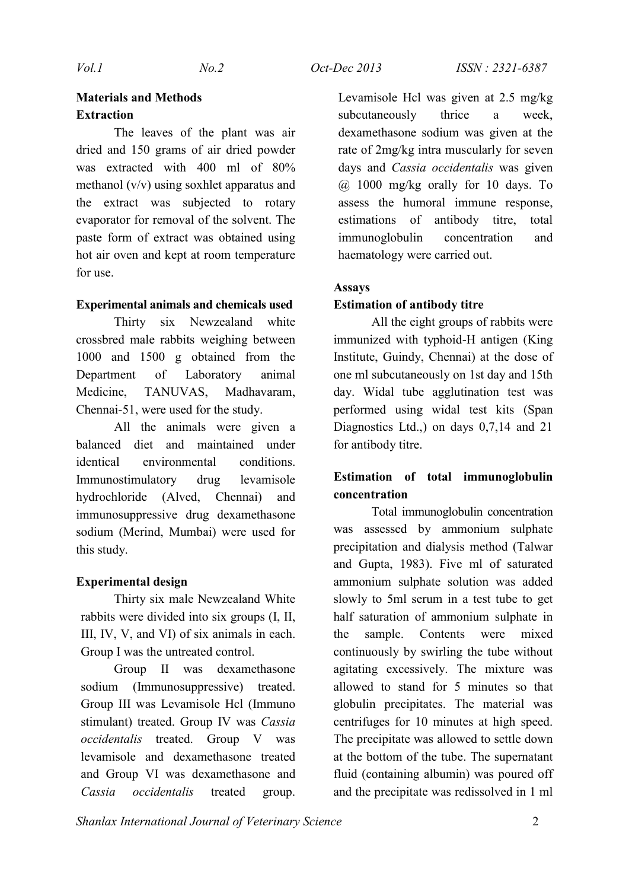## Materials and Methods

### Extraction

The leaves of the plant was air dried and 150 grams of air dried powder was extracted with 400 ml of 80% methanol (v/v) using soxhlet apparatus and the extract was subjected to rotary evaporator for removal of the solvent. The paste form of extract was obtained using hot air oven and kept at room temperature for use.

### Experimental animals and chemicals used

Thirty six Newzealand white crossbred male rabbits weighing between 1000 and 1500 g obtained from the Department of Laboratory animal Medicine, TANUVAS, Madhavaram, Chennai-51, were used for the study.

All the animals were given a balanced diet and maintained under identical environmental conditions. Immunostimulatory drug levamisole hydrochloride (Alved, Chennai) and immunosuppressive drug dexamethasone sodium (Merind, Mumbai) were used for this study.

### Experimental design

Thirty six male Newzealand White rabbits were divided into six groups (I, II, III, IV, V, and VI) of six animals in each. Group I was the untreated control.

Group II was dexamethasone sodium (Immunosuppressive) treated. Group III was Levamisole Hcl (Immuno stimulant) treated. Group IV was *Cassia occidentalis* treated. Group V was levamisole and dexamethasone treated and Group VI was dexamethasone and *Cassia occidentalis* treated group. Levamisole Hcl was given at 2.5 mg/kg subcutaneously thrice a week, dexamethasone sodium was given at the rate of 2mg/kg intra muscularly for seven days and *Cassia occidentalis* was given @ 1000 mg/kg orally for 10 days. To assess the humoral immune response, estimations of antibody titre, total immunoglobulin concentration and haematology were carried out.

### Assays

### Estimation of antibody titre

All the eight groups of rabbits were immunized with typhoid-H antigen (King Institute, Guindy, Chennai) at the dose of one ml subcutaneously on 1st day and 15th day. Widal tube agglutination test was performed using widal test kits (Span Diagnostics Ltd.,) on days 0,7,14 and 21 for antibody titre.

### Estimation of total immunoglobulin concentration

Total immunoglobulin concentration was assessed by ammonium sulphate precipitation and dialysis method (Talwar and Gupta, 1983). Five ml of saturated ammonium sulphate solution was added slowly to 5ml serum in a test tube to get half saturation of ammonium sulphate in the sample. Contents were mixed continuously by swirling the tube without agitating excessively. The mixture was allowed to stand for 5 minutes so that globulin precipitates. The material was centrifuges for 10 minutes at high speed. The precipitate was allowed to settle down at the bottom of the tube. The supernatant fluid (containing albumin) was poured off and the precipitate was redissolved in 1 ml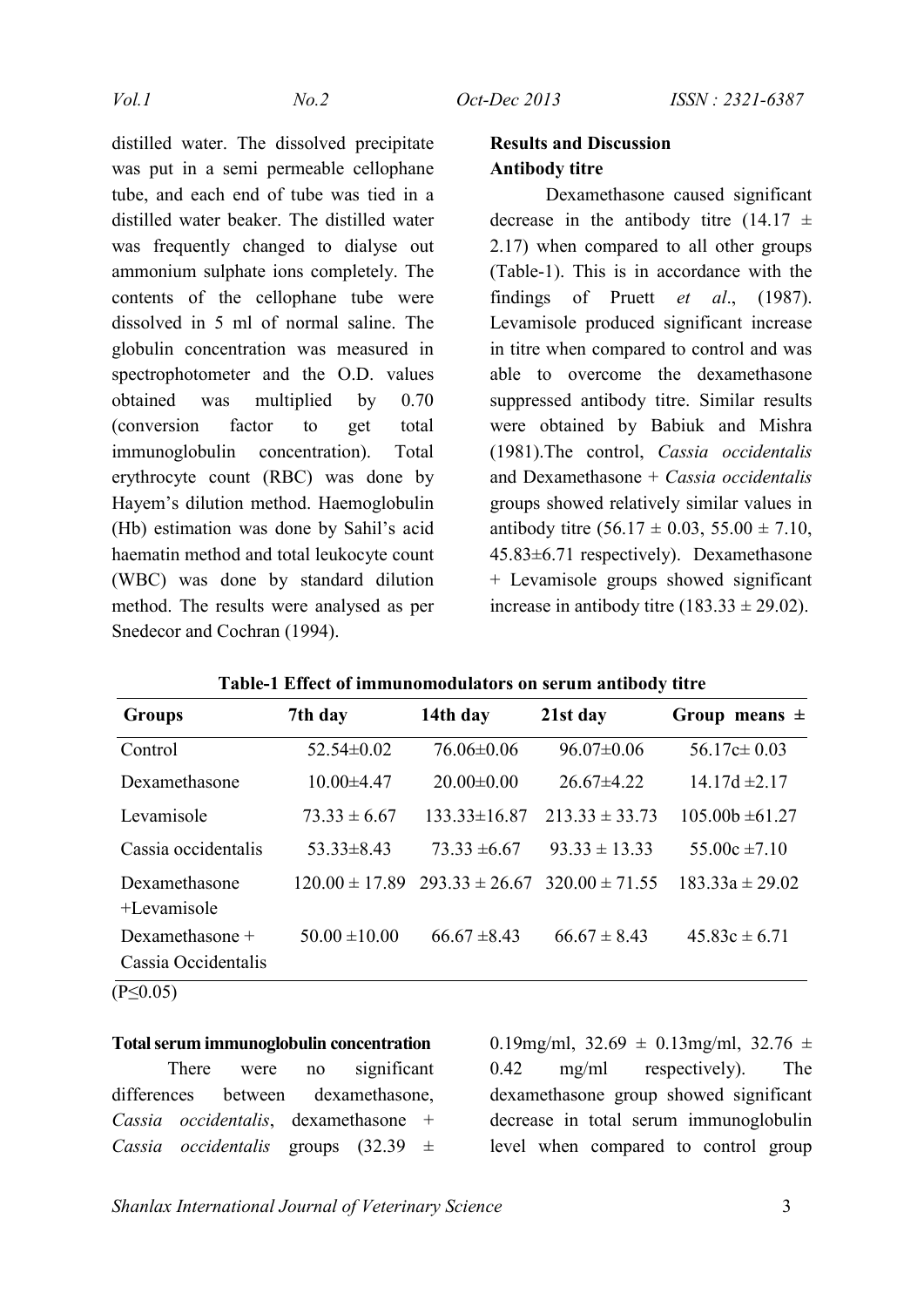distilled water. The dissolved precipitate was put in a semi permeable cellophane tube, and each end of tube was tied in a distilled water beaker. The distilled water was frequently changed to dialyse out ammonium sulphate ions completely. The contents of the cellophane tube were dissolved in 5 ml of normal saline. The globulin concentration was measured in spectrophotometer and the O.D. values obtained was multiplied by 0.70 (conversion factor to get total immunoglobulin concentration). Total erythrocyte count (RBC) was done by Hayem's dilution method. Haemoglobulin (Hb) estimation was done by Sahil's acid haematin method and total leukocyte count (WBC) was done by standard dilution method. The results were analysed as per Snedecor and Cochran (1994).

## Results and Discussion

### Antibody titre

Dexamethasone caused significant decrease in the antibody titre (14.17 ± 2.17) when compared to all other groups (Table-1). This is in accordance with the findings of Pruett *et al*., (1987). Levamisole produced significant increase in titre when compared to control and was able to overcome the dexamethasone suppressed antibody titre. Similar results were obtained by Babiuk and Mishra (1981).The control, *Cassia occidentalis* and Dexamethasone + *Cassia occidentalis* groups showed relatively similar values in antibody titre (56.17 ± 0.03, 55.00 ± 7.10, 45.83±6.71 respectively). Dexamethasone + Levamisole groups showed significant increase in antibody titre (183.33 ± 29.02).

**Table-1 Effect of immunomodulators on serum antibody titre**

| Groups | 7th day | 14th day | 21st day | Group means ± |
|---|---|---|---|---|
| Control | 52.54±0.02 | 76.06±0.06 | 96.07±0.06 | 56.17c± 0.03 |
| Dexamethasone | 10.00±4.47 | 20.00±0.00 | 26.67±4.22 | 14.17d ±2.17 |
| Levamisole | 73.33 ± 6.67 | 133.33±16.87 | 213.33 ± 33.73 | 105.00b ±61.27 |
| Cassia occidentalis | 53.33±8.43 | 73.33 ±6.67 | 93.33 ± 13.33 | 55.00c ±7.10 |
| Dexamethasone +Levamisole | 120.00 ± 17.89 | 293.33 ± 26.67 | 320.00 ± 71.55 | 183.33a ± 29.02 |
| Dexamethasone + Cassia Occidentalis | 50.00 ±10.00 | 66.67 ±8.43 | 66.67 ± 8.43 | 45.83c ± 6.71 |

($P \leq 0.05$)

### Total serum immunoglobulin concentration

There were no significant differences between dexamethasone, *Cassia occidentalis*, dexamethasone + *Cassia occidentalis* groups (32.39 ± 0.19mg/ml, 32.69 ± 0.13mg/ml, 32.76 ± 0.42 mg/ml respectively). The dexamethasone group showed significant decrease in total serum immunoglobulin level when compared to control group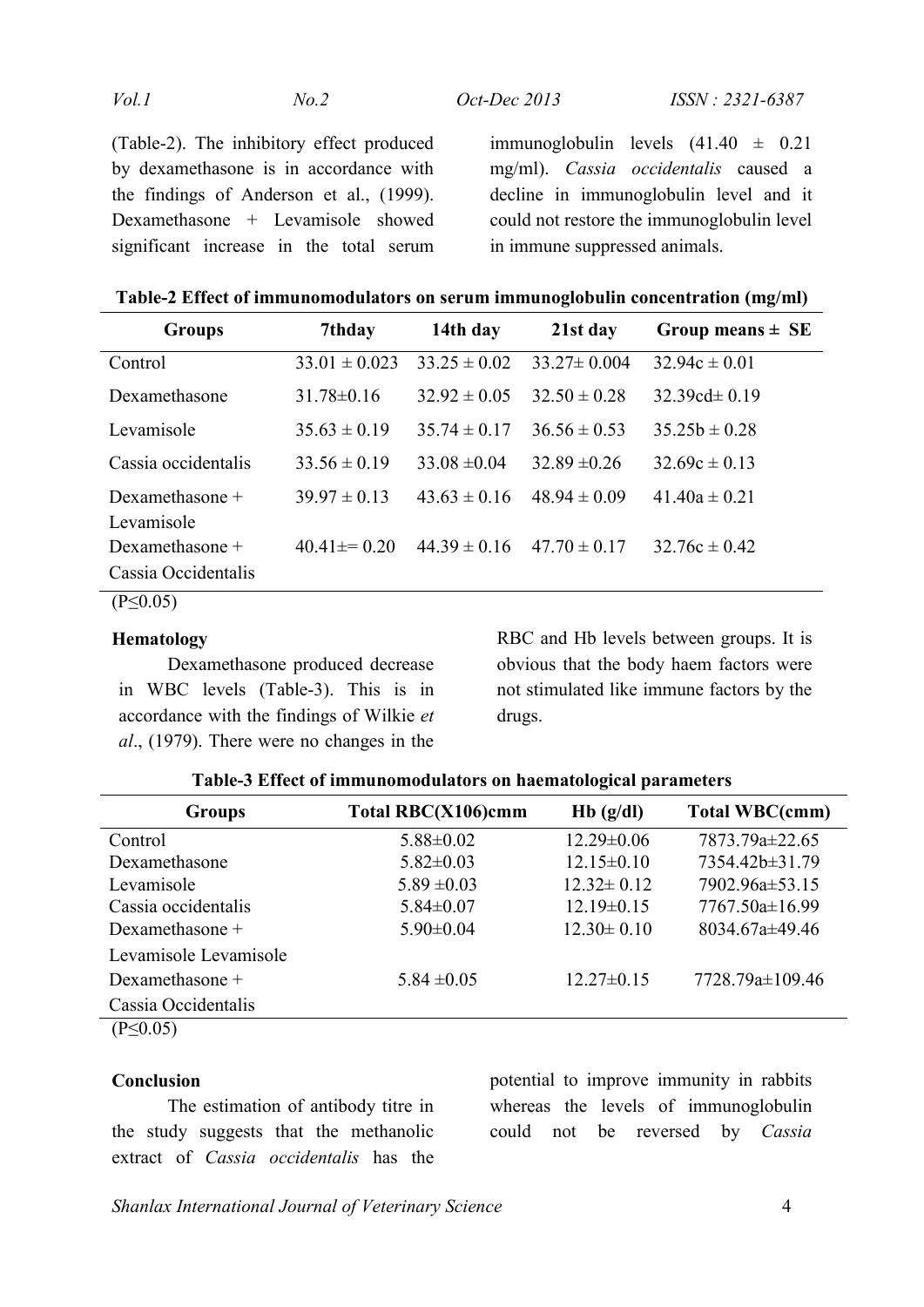(Table-2). The inhibitory effect produced by dexamethasone is in accordance with the findings of Anderson et al., (1999). Dexamethasone + Levamisole showed significant increase in the total serum immunoglobulin levels (41.40 ± 0.21 mg/ml). *Cassia occidentalis* caused a decline in immunoglobulin level and it could not restore the immunoglobulin level in immune suppressed animals.

**Table-2 Effect of immunomodulators on serum immunoglobulin concentration (mg/ml)**

| Groups | 7thday | 14th day | 21st day | Group means ± SE |
|---|---|---|---|---|
| Control | 33.01 ± 0.023 | 33.25 ± 0.02 | 33.27± 0.004 | 32.94c ± 0.01 |
| Dexamethasone | 31.78±0.16 | 32.92 ± 0.05 | 32.50 ± 0.28 | 32.39cd± 0.19 |
| Levamisole | 35.63 ± 0.19 | 35.74 ± 0.17 | 36.56 ± 0.53 | 35.25b ± 0.28 |
| Cassia occidentalis | 33.56 ± 0.19 | 33.08 ±0.04 | 32.89 ±0.26 | 32.69c ± 0.13 |
| Dexamethasone + Levamisole | 39.97 ± 0.13 | 43.63 ± 0.16 | 48.94 ± 0.09 | 41.40a ± 0.21 |
| Dexamethasone + Cassia Occidentalis | 40.41±= 0.20 | 44.39 ± 0.16 | 47.70 ± 0.17 | 32.76c ± 0.42 |

($P \leq 0.05$)

**Hematology**

Dexamethasone produced decrease in WBC levels (Table-3). This is in accordance with the findings of Wilkie *et al*., (1979). There were no changes in the RBC and Hb levels between groups. It is obvious that the body haem factors were not stimulated like immune factors by the drugs.

**Table-3 Effect of immunomodulators on haematological parameters**

| Groups | Total RBC(X106)cmm | Hb (g/dl) | Total WBC(cmm) |
|---|---|---|---|
| Control | 5.88±0.02 | 12.29±0.06 | 7873.79a±22.65 |
| Dexamethasone | 5.82±0.03 | 12.15±0.10 | 7354.42b±31.79 |
| Levamisole | 5.89 ±0.03 | 12.32± 0.12 | 7902.96a±53.15 |
| Cassia occidentalis | 5.84±0.07 | 12.19±0.15 | 7767.50a±16.99 |
| Dexamethasone + Levamisole Levamisole | 5.90±0.04 | 12.30± 0.10 | 8034.67a±49.46 |
| Dexamethasone + Cassia Occidentalis | 5.84 ±0.05 | 12.27±0.15 | 7728.79a±109.46 |

($P \leq 0.05$)

**Conclusion**

The estimation of antibody titre in the study suggests that the methanolic extract of *Cassia occidentalis* has the potential to improve immunity in rabbits whereas the levels of immunoglobulin could not be reversed by *Cassia*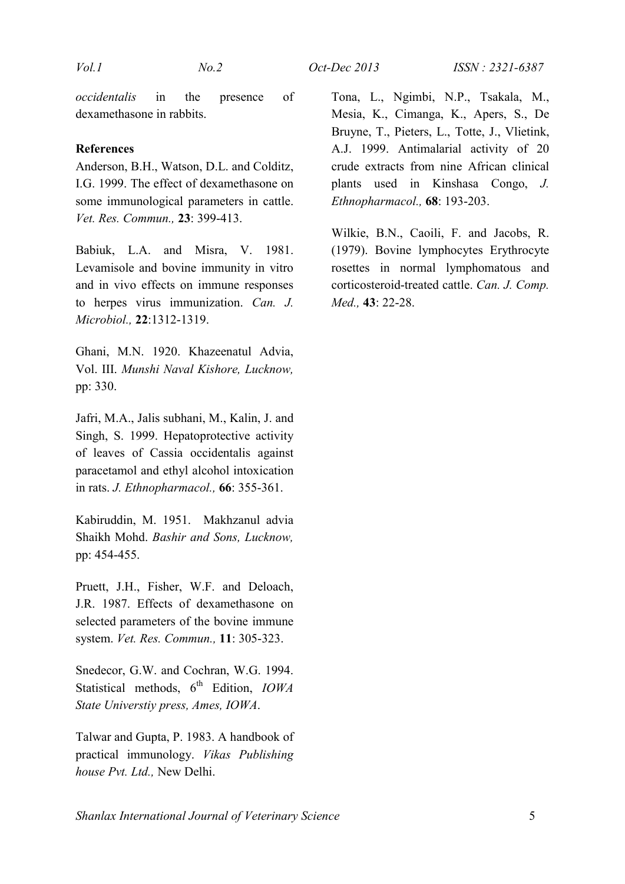*occidentalis* in the presence of dexamethasone in rabbits.

**References**

Anderson, B.H., Watson, D.L. and Colditz, I.G. 1999. The effect of dexamethasone on some immunological parameters in cattle. *Vet. Res. Commun.,* **23**: 399-413.

Babiuk, L.A. and Misra, V. 1981. Levamisole and bovine immunity in vitro and in vivo effects on immune responses to herpes virus immunization. *Can. J. Microbiol.,* **22**:1312-1319.

Ghani, M.N. 1920. Khazeenatul Advia, Vol. III. *Munshi Naval Kishore, Lucknow,* pp: 330.

Jafri, M.A., Jalis subhani, M., Kalin, J. and Singh, S. 1999. Hepatoprotective activity of leaves of Cassia occidentalis against paracetamol and ethyl alcohol intoxication in rats. *J. Ethnopharmacol.,* **66**: 355-361.

Kabiruddin, M. 1951. Makhzanul advia Shaikh Mohd. *Bashir and Sons, Lucknow,* pp: 454-455.

Pruett, J.H., Fisher, W.F. and Deloach, J.R. 1987. Effects of dexamethasone on selected parameters of the bovine immune system. *Vet. Res. Commun.,* **11**: 305-323.

Snedecor, G.W. and Cochran, W.G. 1994. Statistical methods, 6th Edition, *IOWA State Universtiy press, Ames, IOWA*.

Talwar and Gupta, P. 1983. A handbook of practical immunology. *Vikas Publishing house Pvt. Ltd.,* New Delhi.

Tona, L., Ngimbi, N.P., Tsakala, M., Mesia, K., Cimanga, K., Apers, S., De Bruyne, T., Pieters, L., Totte, J., Vlietink, A.J. 1999. Antimalarial activity of 20 crude extracts from nine African clinical plants used in Kinshasa Congo, *J. Ethnopharmacol.,* **68**: 193-203.

Wilkie, B.N., Caoili, F. and Jacobs, R. (1979). Bovine lymphocytes Erythrocyte rosettes in normal lymphomatous and corticosteroid-treated cattle. *Can. J. Comp. Med.,* **43**: 22-28.